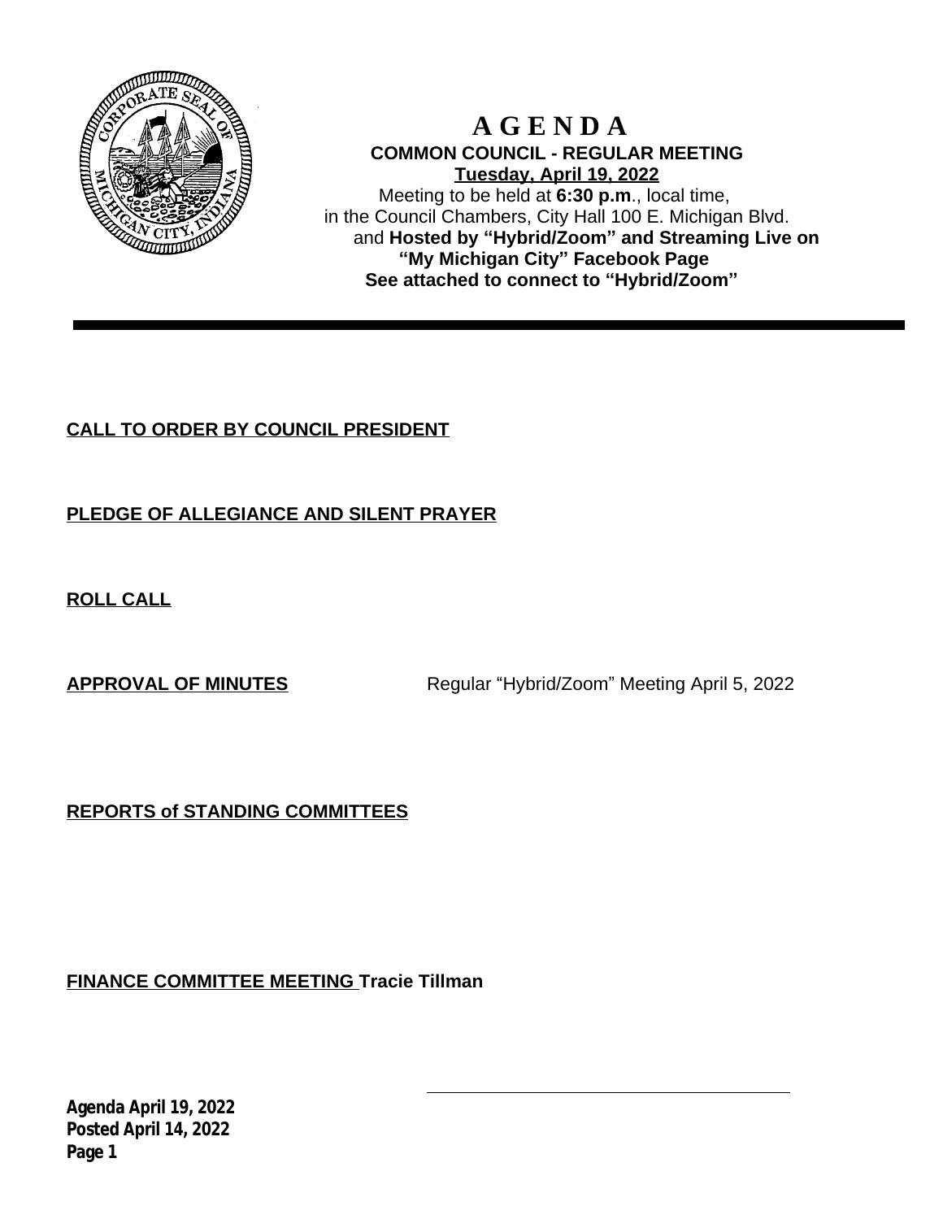# A G E N D A

**COMMON COUNCIL - REGULAR MEETING**

**Tuesday, April 19, 2022**

Meeting to be held at **6:30 p.m**., local time,
in the Council Chambers, City Hall 100 E. Michigan Blvd.
and **Hosted by "Hybrid/Zoom" and Streaming Live on "My Michigan City" Facebook Page**
**See attached to connect to "Hybrid/Zoom"**

---

**CALL TO ORDER BY COUNCIL PRESIDENT**

**PLEDGE OF ALLEGIANCE AND SILENT PRAYER**

**ROLL CALL**

**APPROVAL OF MINUTES** Regular "Hybrid/Zoom" Meeting April 5, 2022

**REPORTS of STANDING COMMITTEES**

**FINANCE COMMITTEE MEETING Tracie Tillman**

**Agenda April 19, 2022**
**Posted April 14, 2022**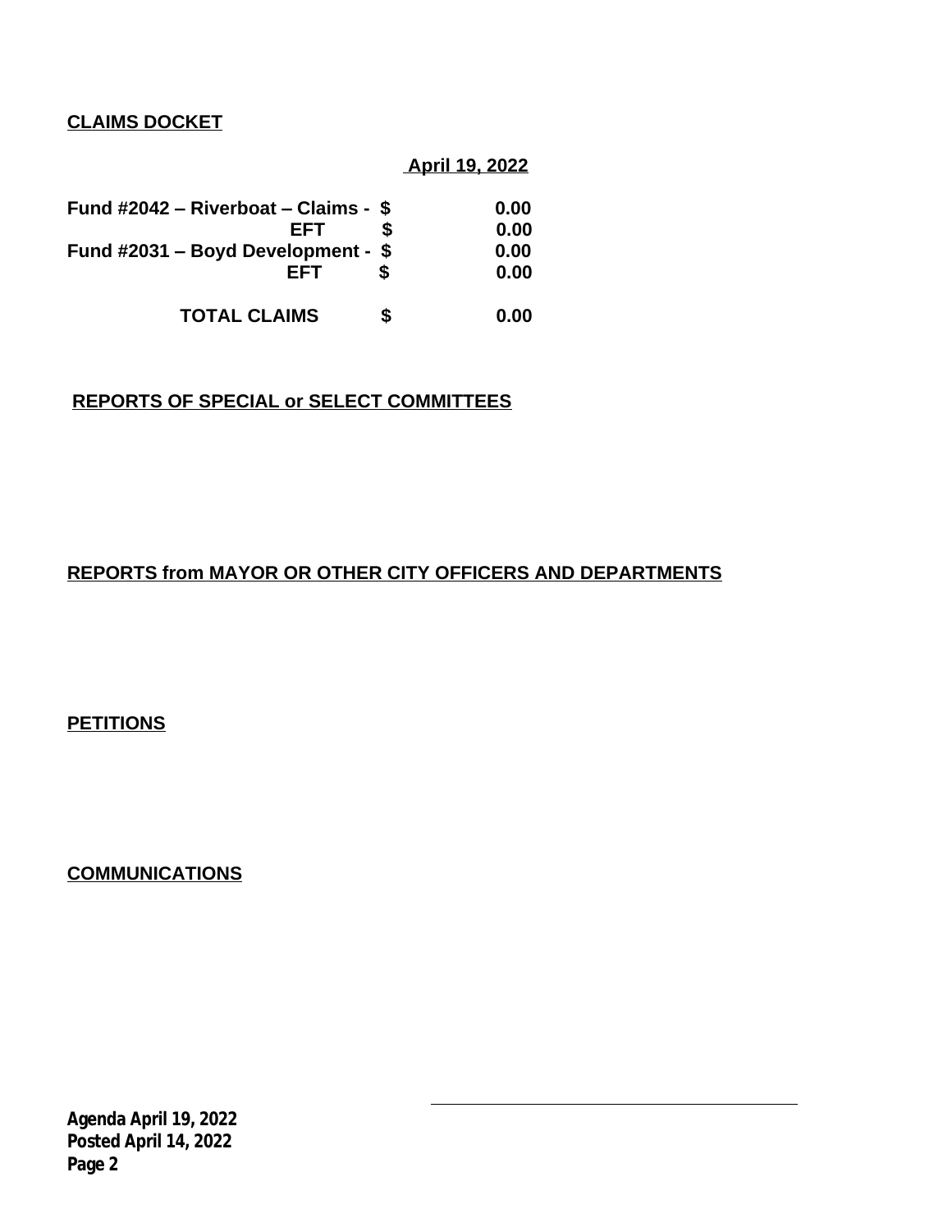**CLAIMS DOCKET**

| | | April 19, 2022 |
|---|---|---|
| Fund #2042 – Riverboat – Claims - | $ | 0.00 |
| EFT | $ | 0.00 |
| Fund #2031 – Boyd Development - | $ | 0.00 |
| EFT | $ | 0.00 |
| TOTAL CLAIMS | $ | 0.00 |

**REPORTS OF SPECIAL or SELECT COMMITTEES**

**REPORTS from MAYOR OR OTHER CITY OFFICERS AND DEPARTMENTS**

**PETITIONS**

**COMMUNICATIONS**

**Agenda April 19, 2022**
**Posted April 14, 2022**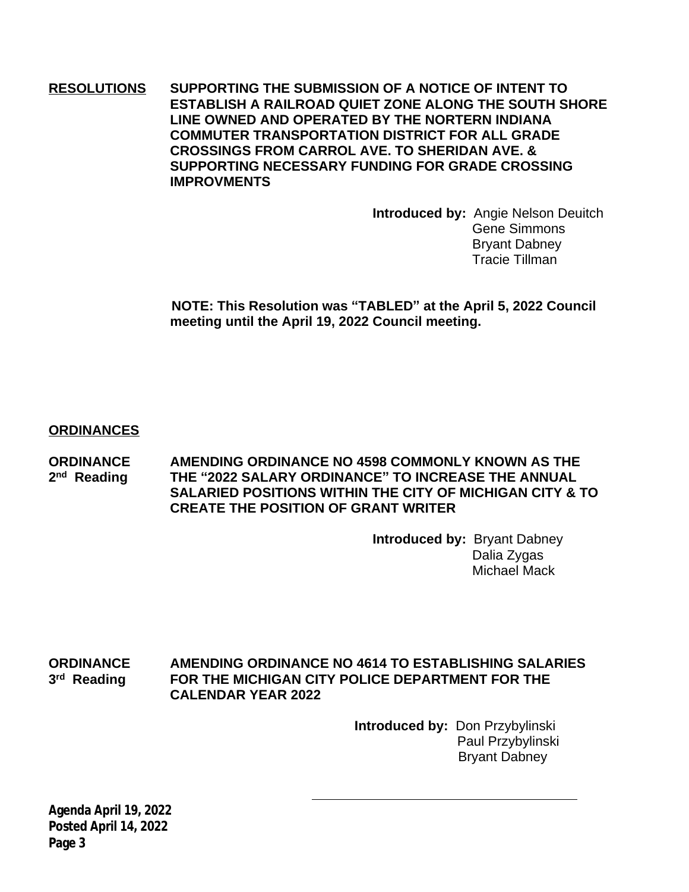**RESOLUTIONS** **SUPPORTING THE SUBMISSION OF A NOTICE OF INTENT TO ESTABLISH A RAILROAD QUIET ZONE ALONG THE SOUTH SHORE LINE OWNED AND OPERATED BY THE NORTERN INDIANA COMMUTER TRANSPORTATION DISTRICT FOR ALL GRADE CROSSINGS FROM CARROL AVE. TO SHERIDAN AVE. & SUPPORTING NECESSARY FUNDING FOR GRADE CROSSING IMPROVMENTS**

**Introduced by:** Angie Nelson Deuitch
Gene Simmons
Bryant Dabney
Tracie Tillman

**NOTE: This Resolution was "TABLED" at the April 5, 2022 Council meeting until the April 19, 2022 Council meeting.**

## ORDINANCES

**ORDINANCE 2nd Reading** **AMENDING ORDINANCE NO 4598 COMMONLY KNOWN AS THE THE "2022 SALARY ORDINANCE" TO INCREASE THE ANNUAL SALARIED POSITIONS WITHIN THE CITY OF MICHIGAN CITY & TO CREATE THE POSITION OF GRANT WRITER**

**Introduced by:** Bryant Dabney
Dalia Zygas
Michael Mack

**ORDINANCE 3rd Reading** **AMENDING ORDINANCE NO 4614 TO ESTABLISHING SALARIES FOR THE MICHIGAN CITY POLICE DEPARTMENT FOR THE CALENDAR YEAR 2022**

**Introduced by:** Don Przybylinski
Paul Przybylinski
Bryant Dabney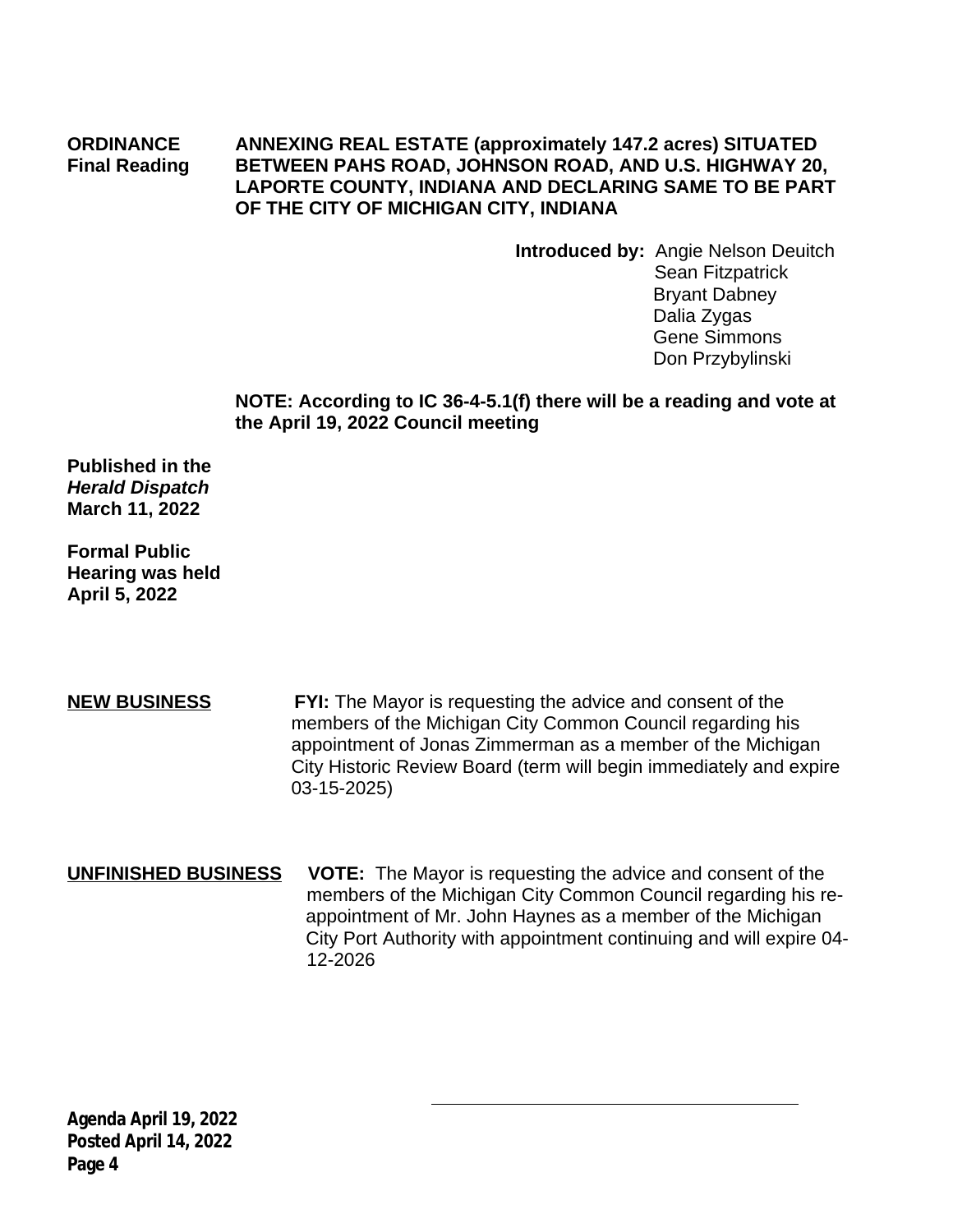**ORDINANCE** **ANNEXING REAL ESTATE (approximately 147.2 acres) SITUATED BETWEEN PAHS ROAD, JOHNSON ROAD, AND U.S. HIGHWAY 20, LAPORTE COUNTY, INDIANA AND DECLARING SAME TO BE PART OF THE CITY OF MICHIGAN CITY, INDIANA**
**Final Reading**

**Introduced by:** Angie Nelson Deuitch
Sean Fitzpatrick
Bryant Dabney
Dalia Zygas
Gene Simmons
Don Przybylinski

**NOTE: According to IC 36-4-5.1(f) there will be a reading and vote at the April 19, 2022 Council meeting**

**Published in the *Herald Dispatch* March 11, 2022**

**Formal Public Hearing was held April 5, 2022**

**NEW BUSINESS**

**FYI:** The Mayor is requesting the advice and consent of the members of the Michigan City Common Council regarding his appointment of Jonas Zimmerman as a member of the Michigan City Historic Review Board (term will begin immediately and expire 03-15-2025)

**UNFINISHED BUSINESS**

**VOTE:** The Mayor is requesting the advice and consent of the members of the Michigan City Common Council regarding his re-appointment of Mr. John Haynes as a member of the Michigan City Port Authority with appointment continuing and will expire 04-12-2026

**Agenda April 19, 2022**
**Posted April 14, 2022**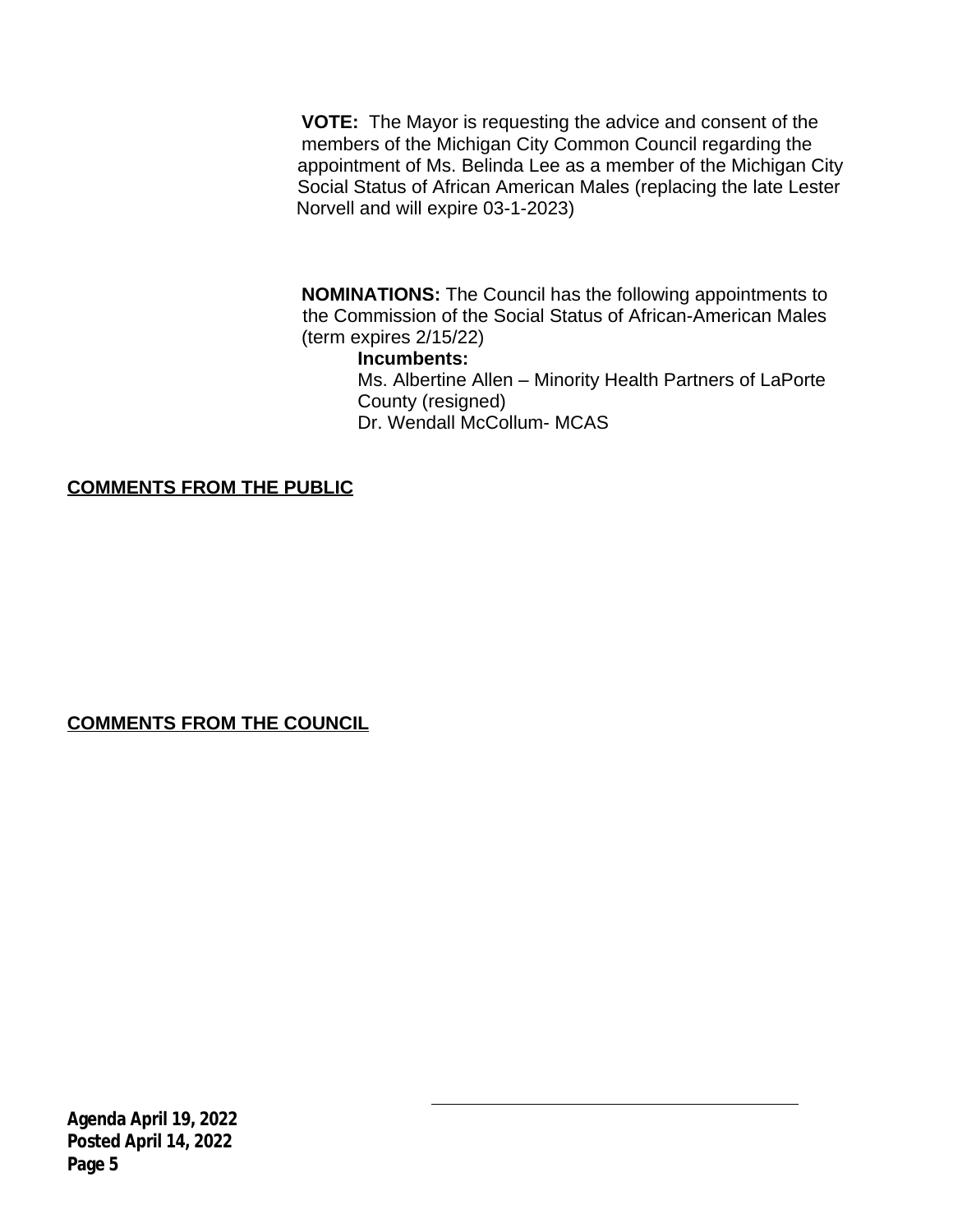**VOTE:** The Mayor is requesting the advice and consent of the members of the Michigan City Common Council regarding the appointment of Ms. Belinda Lee as a member of the Michigan City Social Status of African American Males (replacing the late Lester Norvell and will expire 03-1-2023)

**NOMINATIONS:** The Council has the following appointments to the Commission of the Social Status of African-American Males (term expires 2/15/22)

**Incumbents:**

Ms. Albertine Allen – Minority Health Partners of LaPorte County (resigned)

Dr. Wendall McCollum- MCAS

**COMMENTS FROM THE PUBLIC**

**COMMENTS FROM THE COUNCIL**

**Agenda April 19, 2022**
**Posted April 14, 2022**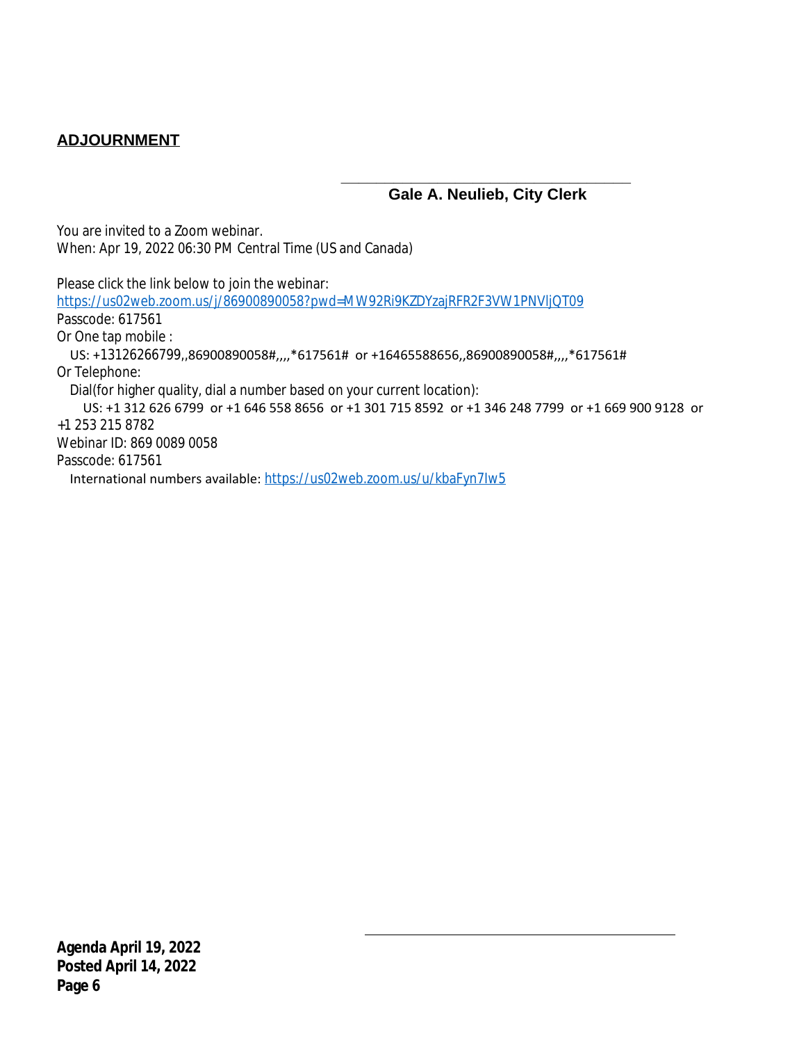## ADJOURNMENT

\_\_\_\_\_\_\_\_\_\_\_\_\_\_\_\_\_\_\_\_\_\_\_\_\_\_\_\_\_\_\_\_\_\_\_\_\_\_\_\_

**Gale A. Neulieb, City Clerk**

You are invited to a Zoom webinar.
When: Apr 19, 2022 06:30 PM Central Time (US and Canada)

Please click the link below to join the webinar:
https://us02web.zoom.us/j/86900890058?pwd=MW92Ri9KZDYzajRFR2F3VW1PNVljQT09
Passcode: 617561
Or One tap mobile :
US: +13126266799,,86900890058#,,,,*617561# or +16465588656,,86900890058#,,,,*617561#
Or Telephone:
Dial(for higher quality, dial a number based on your current location):
US: +1 312 626 6799 or +1 646 558 8656 or +1 301 715 8592 or +1 346 248 7799 or +1 669 900 9128 or +1 253 215 8782
Webinar ID: 869 0089 0058
Passcode: 617561
International numbers available: https://us02web.zoom.us/u/kbaFyn7Iw5

**Agenda April 19, 2022**
**Posted April 14, 2022**